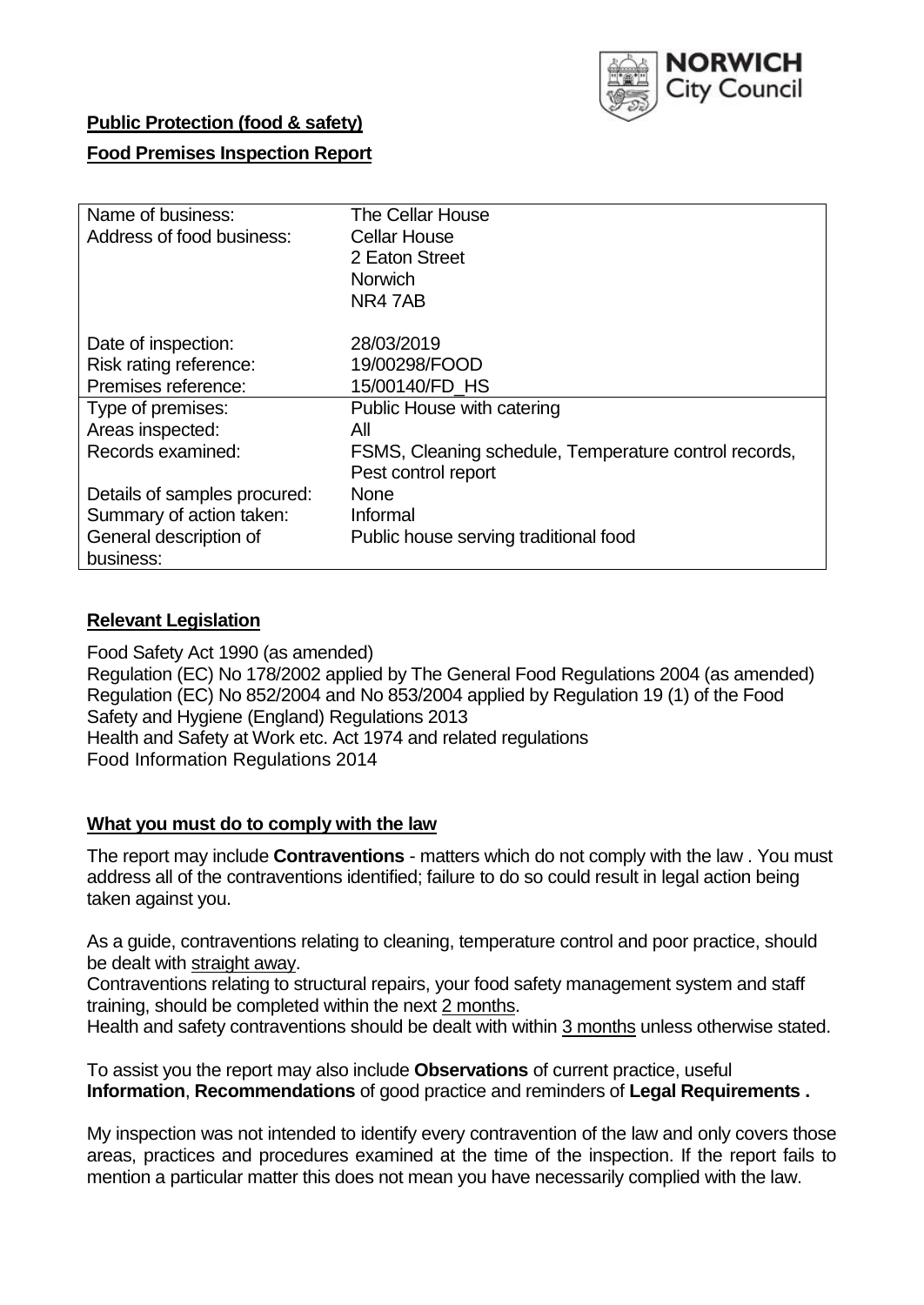NORWICH City Council

**Public Protection (food & safety)**

**Food Premises Inspection Report**

| | |
|---|---|
| Name of business: | The Cellar House |
| Address of food business: | Cellar House<br>2 Eaton Street<br>Norwich<br>NR4 7AB |
| Date of inspection: | 28/03/2019 |
| Risk rating reference: | 19/00298/FOOD |
| Premises reference: | 15/00140/FD_HS |
| Type of premises: | Public House with catering |
| Areas inspected: | All |
| Records examined: | FSMS, Cleaning schedule, Temperature control records, Pest control report |
| Details of samples procured: | None |
| Summary of action taken: | Informal |
| General description of business: | Public house serving traditional food |

## Relevant Legislation

Food Safety Act 1990 (as amended)
Regulation (EC) No 178/2002 applied by The General Food Regulations 2004 (as amended)
Regulation (EC) No 852/2004 and No 853/2004 applied by Regulation 19 (1) of the Food Safety and Hygiene (England) Regulations 2013
Health and Safety at Work etc. Act 1974 and related regulations
Food Information Regulations 2014

## What you must do to comply with the law

The report may include **Contraventions** - matters which do not comply with the law . You must address all of the contraventions identified; failure to do so could result in legal action being taken against you.

As a guide, contraventions relating to cleaning, temperature control and poor practice, should be dealt with straight away.

Contraventions relating to structural repairs, your food safety management system and staff training, should be completed within the next 2 months.

Health and safety contraventions should be dealt with within 3 months unless otherwise stated.

To assist you the report may also include **Observations** of current practice, useful **Information**, **Recommendations** of good practice and reminders of **Legal Requirements .**

My inspection was not intended to identify every contravention of the law and only covers those areas, practices and procedures examined at the time of the inspection. If the report fails to mention a particular matter this does not mean you have necessarily complied with the law.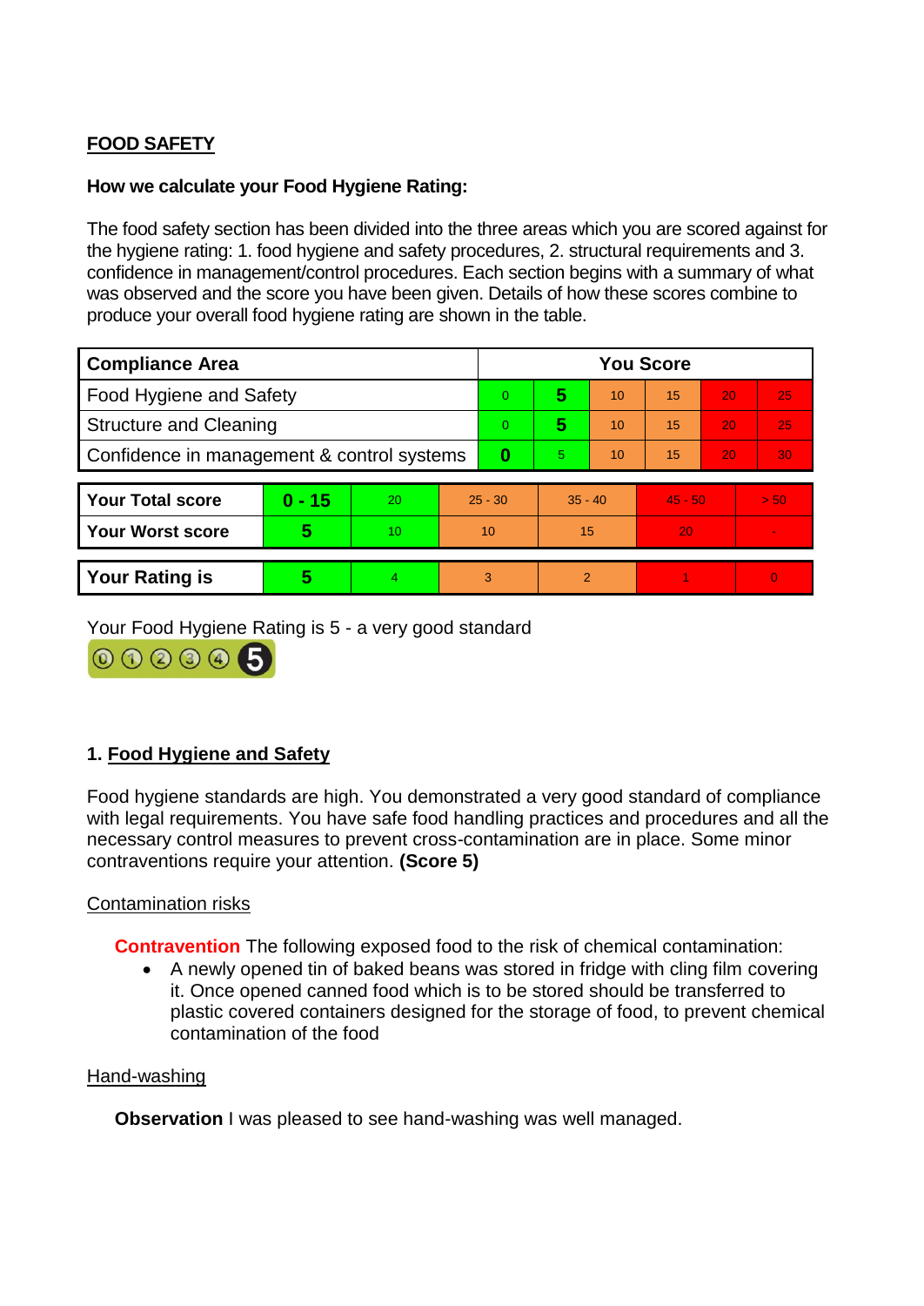## FOOD SAFETY

**How we calculate your Food Hygiene Rating:**

The food safety section has been divided into the three areas which you are scored against for the hygiene rating: 1. food hygiene and safety procedures, 2. structural requirements and 3. confidence in management/control procedures. Each section begins with a summary of what was observed and the score you have been given. Details of how these scores combine to produce your overall food hygiene rating are shown in the table.

| Compliance Area | You Score | | | | | |
|---|---|---|---|---|---|---|
| Food Hygiene and Safety | 0 | **5** | 10 | 15 | 20 | 25 |
| Structure and Cleaning | 0 | **5** | 10 | 15 | 20 | 25 |
| Confidence in management & control systems | **0** | 5 | 10 | 15 | 20 | 30 |

| | | | | | | |
|---|---|---|---|---|---|---|
| **Your Total score** | **0 - 15** | 20 | 25 - 30 | 35 - 40 | 45 - 50 | > 50 |
| **Your Worst score** | **5** | 10 | 10 | 15 | 20 | - |
| **Your Rating is** | **5** | 4 | 3 | 2 | 1 | 0 |

Your Food Hygiene Rating is 5 - a very good standard

## 1. Food Hygiene and Safety

Food hygiene standards are high. You demonstrated a very good standard of compliance with legal requirements. You have safe food handling practices and procedures and all the necessary control measures to prevent cross-contamination are in place. Some minor contraventions require your attention. **(Score 5)**

### Contamination risks

**Contravention** The following exposed food to the risk of chemical contamination:

- A newly opened tin of baked beans was stored in fridge with cling film covering it. Once opened canned food which is to be stored should be transferred to plastic covered containers designed for the storage of food, to prevent chemical contamination of the food

### Hand-washing

**Observation** I was pleased to see hand-washing was well managed.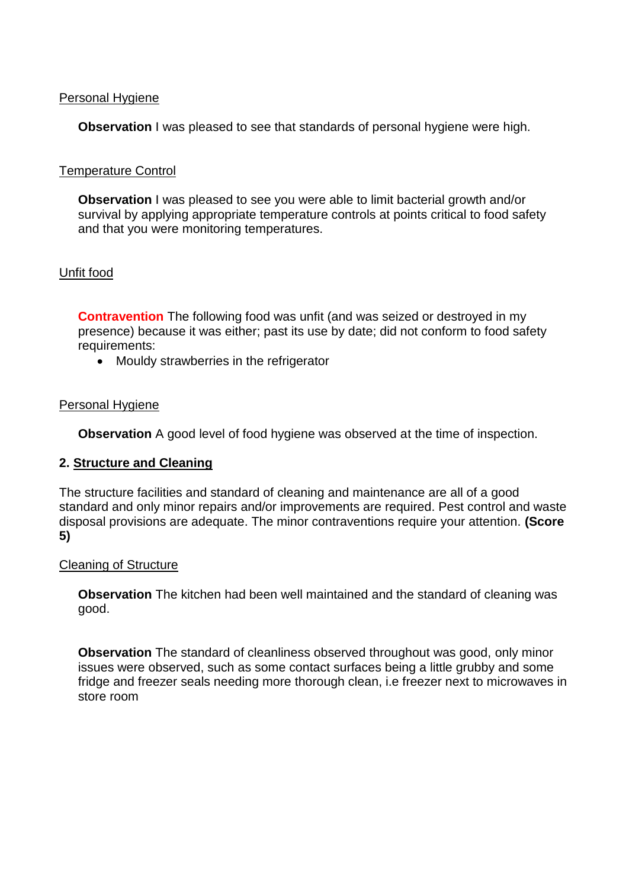Personal Hygiene

**Observation** I was pleased to see that standards of personal hygiene were high.

Temperature Control

**Observation** I was pleased to see you were able to limit bacterial growth and/or survival by applying appropriate temperature controls at points critical to food safety and that you were monitoring temperatures.

Unfit food

**Contravention** The following food was unfit (and was seized or destroyed in my presence) because it was either; past its use by date; did not conform to food safety requirements:

- Mouldy strawberries in the refrigerator

Personal Hygiene

**Observation** A good level of food hygiene was observed at the time of inspection.

## 2. Structure and Cleaning

The structure facilities and standard of cleaning and maintenance are all of a good standard and only minor repairs and/or improvements are required. Pest control and waste disposal provisions are adequate. The minor contraventions require your attention. **(Score 5)**

Cleaning of Structure

**Observation** The kitchen had been well maintained and the standard of cleaning was good.

**Observation** The standard of cleanliness observed throughout was good, only minor issues were observed, such as some contact surfaces being a little grubby and some fridge and freezer seals needing more thorough clean, i.e freezer next to microwaves in store room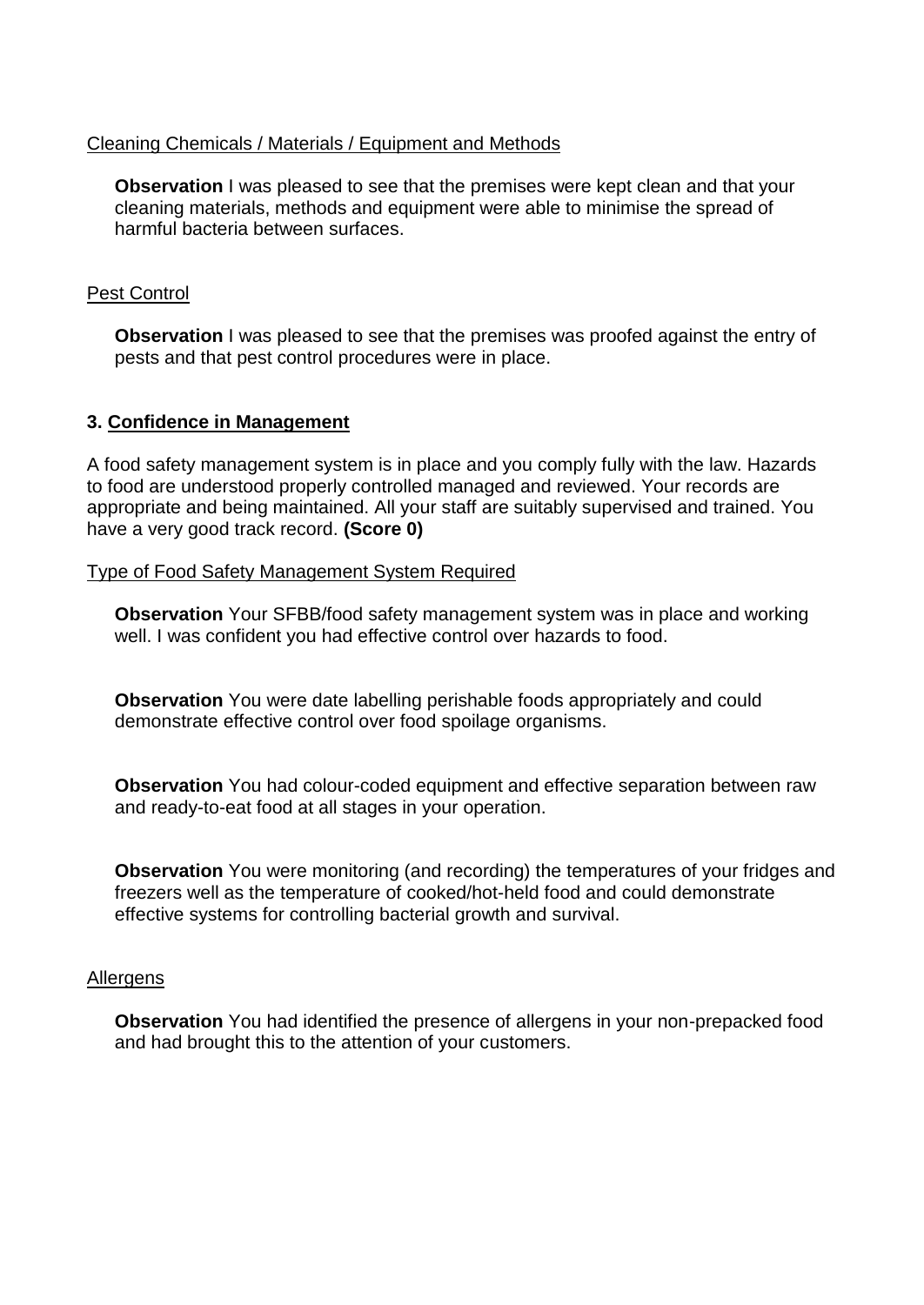Cleaning Chemicals / Materials / Equipment and Methods

**Observation** I was pleased to see that the premises were kept clean and that your cleaning materials, methods and equipment were able to minimise the spread of harmful bacteria between surfaces.

Pest Control

**Observation** I was pleased to see that the premises was proofed against the entry of pests and that pest control procedures were in place.

### 3. Confidence in Management

A food safety management system is in place and you comply fully with the law. Hazards to food are understood properly controlled managed and reviewed. Your records are appropriate and being maintained. All your staff are suitably supervised and trained. You have a very good track record. **(Score 0)**

Type of Food Safety Management System Required

**Observation** Your SFBB/food safety management system was in place and working well. I was confident you had effective control over hazards to food.

**Observation** You were date labelling perishable foods appropriately and could demonstrate effective control over food spoilage organisms.

**Observation** You had colour-coded equipment and effective separation between raw and ready-to-eat food at all stages in your operation.

**Observation** You were monitoring (and recording) the temperatures of your fridges and freezers well as the temperature of cooked/hot-held food and could demonstrate effective systems for controlling bacterial growth and survival.

Allergens

**Observation** You had identified the presence of allergens in your non-prepacked food and had brought this to the attention of your customers.